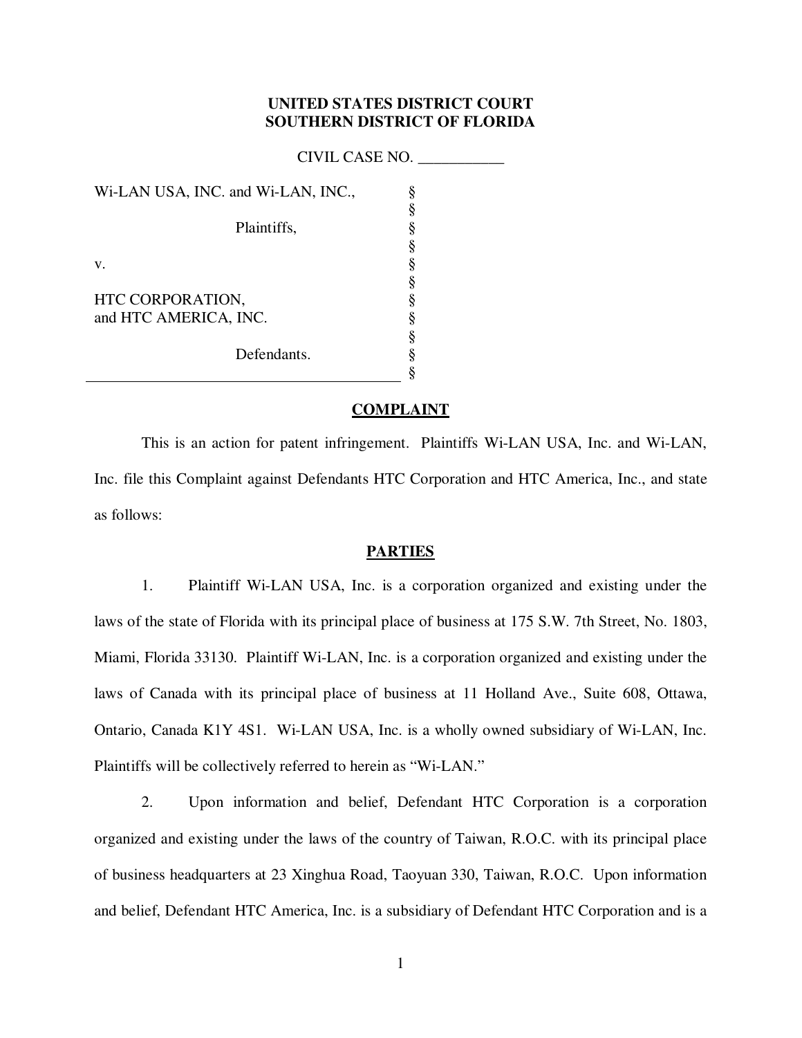**UNITED STATES DISTRICT COURT**
**SOUTHERN DISTRICT OF FLORIDA**

CIVIL CASE NO. ___________

| | |
|---|---|
| Wi-LAN USA, INC. and Wi-LAN, INC., | § |
| | § |
| Plaintiffs, | § |
| | § |
| v. | § |
| | § |
| HTC CORPORATION, and HTC AMERICA, INC. | § |
| | § |
| Defendants. | § |
| | § |

## COMPLAINT

This is an action for patent infringement. Plaintiffs Wi-LAN USA, Inc. and Wi-LAN, Inc. file this Complaint against Defendants HTC Corporation and HTC America, Inc., and state as follows:

## PARTIES

1. Plaintiff Wi-LAN USA, Inc. is a corporation organized and existing under the laws of the state of Florida with its principal place of business at 175 S.W. 7th Street, No. 1803, Miami, Florida 33130. Plaintiff Wi-LAN, Inc. is a corporation organized and existing under the laws of Canada with its principal place of business at 11 Holland Ave., Suite 608, Ottawa, Ontario, Canada K1Y 4S1. Wi-LAN USA, Inc. is a wholly owned subsidiary of Wi-LAN, Inc. Plaintiffs will be collectively referred to herein as "Wi-LAN."

2. Upon information and belief, Defendant HTC Corporation is a corporation organized and existing under the laws of the country of Taiwan, R.O.C. with its principal place of business headquarters at 23 Xinghua Road, Taoyuan 330, Taiwan, R.O.C. Upon information and belief, Defendant HTC America, Inc. is a subsidiary of Defendant HTC Corporation and is a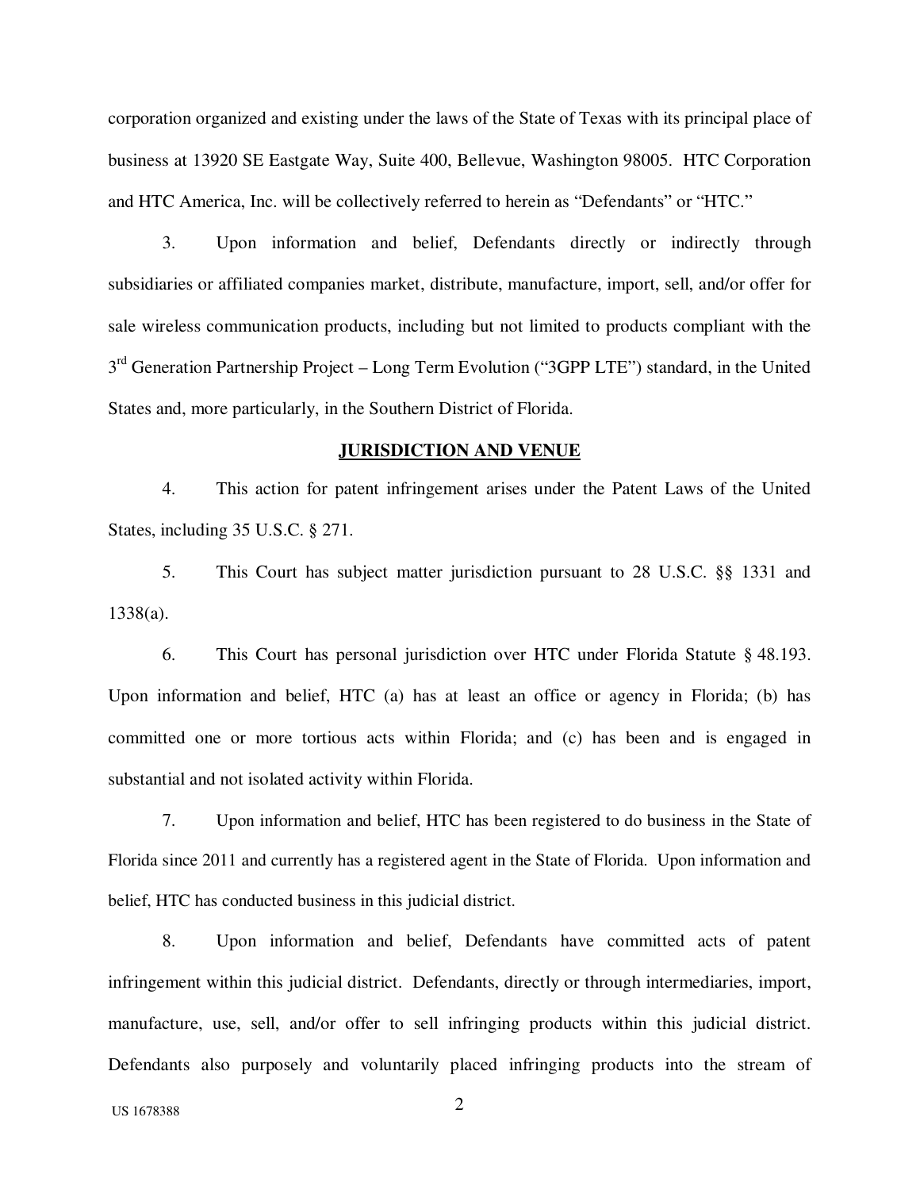corporation organized and existing under the laws of the State of Texas with its principal place of business at 13920 SE Eastgate Way, Suite 400, Bellevue, Washington 98005. HTC Corporation and HTC America, Inc. will be collectively referred to herein as "Defendants" or "HTC."

3. Upon information and belief, Defendants directly or indirectly through subsidiaries or affiliated companies market, distribute, manufacture, import, sell, and/or offer for sale wireless communication products, including but not limited to products compliant with the 3rd Generation Partnership Project – Long Term Evolution ("3GPP LTE") standard, in the United States and, more particularly, in the Southern District of Florida.

## JURISDICTION AND VENUE

4. This action for patent infringement arises under the Patent Laws of the United States, including 35 U.S.C. § 271.

5. This Court has subject matter jurisdiction pursuant to 28 U.S.C. §§ 1331 and 1338(a).

6. This Court has personal jurisdiction over HTC under Florida Statute § 48.193. Upon information and belief, HTC (a) has at least an office or agency in Florida; (b) has committed one or more tortious acts within Florida; and (c) has been and is engaged in substantial and not isolated activity within Florida.

7. Upon information and belief, HTC has been registered to do business in the State of Florida since 2011 and currently has a registered agent in the State of Florida. Upon information and belief, HTC has conducted business in this judicial district.

8. Upon information and belief, Defendants have committed acts of patent infringement within this judicial district. Defendants, directly or through intermediaries, import, manufacture, use, sell, and/or offer to sell infringing products within this judicial district. Defendants also purposely and voluntarily placed infringing products into the stream of

US 1678388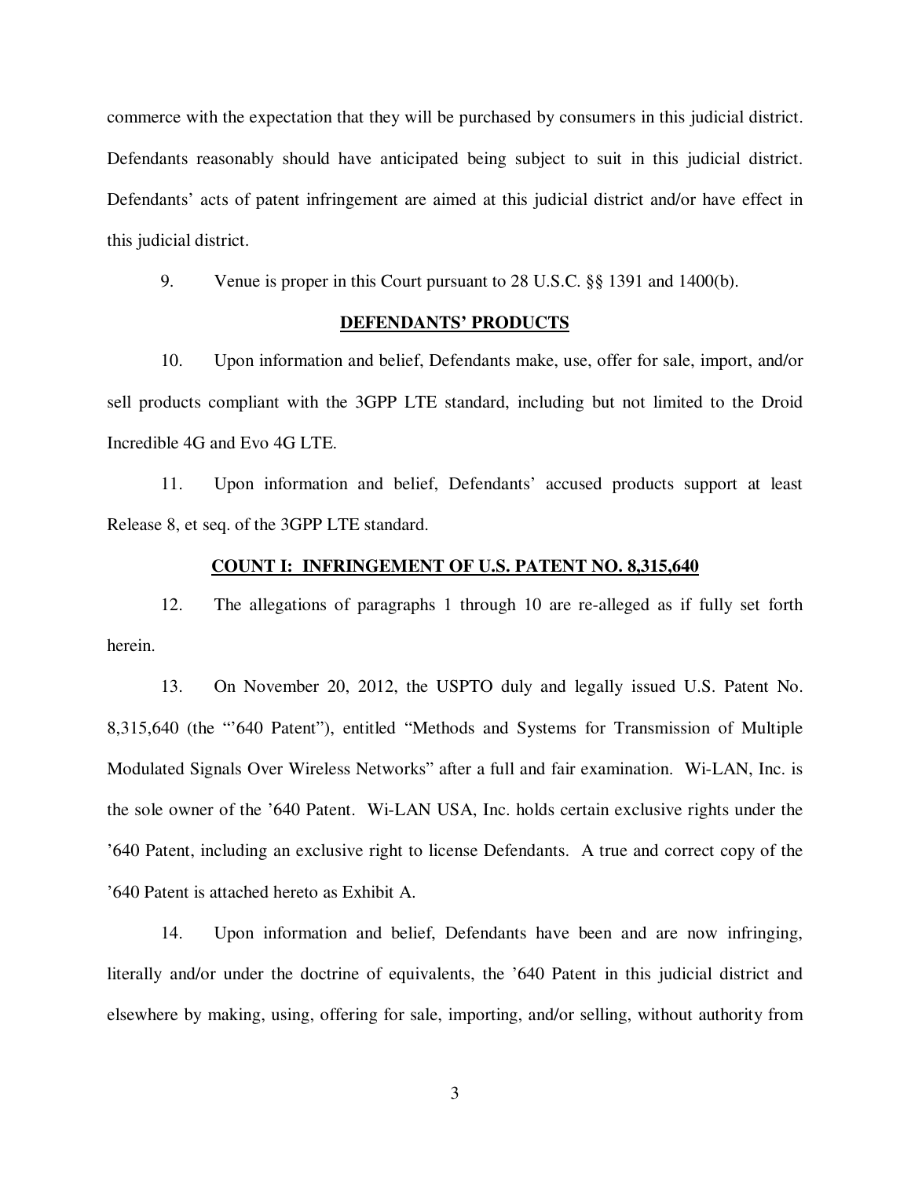commerce with the expectation that they will be purchased by consumers in this judicial district. Defendants reasonably should have anticipated being subject to suit in this judicial district. Defendants' acts of patent infringement are aimed at this judicial district and/or have effect in this judicial district.

9. Venue is proper in this Court pursuant to 28 U.S.C. §§ 1391 and 1400(b).

## DEFENDANTS' PRODUCTS

10. Upon information and belief, Defendants make, use, offer for sale, import, and/or sell products compliant with the 3GPP LTE standard, including but not limited to the Droid Incredible 4G and Evo 4G LTE.

11. Upon information and belief, Defendants' accused products support at least Release 8, et seq. of the 3GPP LTE standard.

## COUNT I: INFRINGEMENT OF U.S. PATENT NO. 8,315,640

12. The allegations of paragraphs 1 through 10 are re-alleged as if fully set forth herein.

13. On November 20, 2012, the USPTO duly and legally issued U.S. Patent No. 8,315,640 (the "'640 Patent"), entitled "Methods and Systems for Transmission of Multiple Modulated Signals Over Wireless Networks" after a full and fair examination. Wi-LAN, Inc. is the sole owner of the '640 Patent. Wi-LAN USA, Inc. holds certain exclusive rights under the '640 Patent, including an exclusive right to license Defendants. A true and correct copy of the '640 Patent is attached hereto as Exhibit A.

14. Upon information and belief, Defendants have been and are now infringing, literally and/or under the doctrine of equivalents, the '640 Patent in this judicial district and elsewhere by making, using, offering for sale, importing, and/or selling, without authority from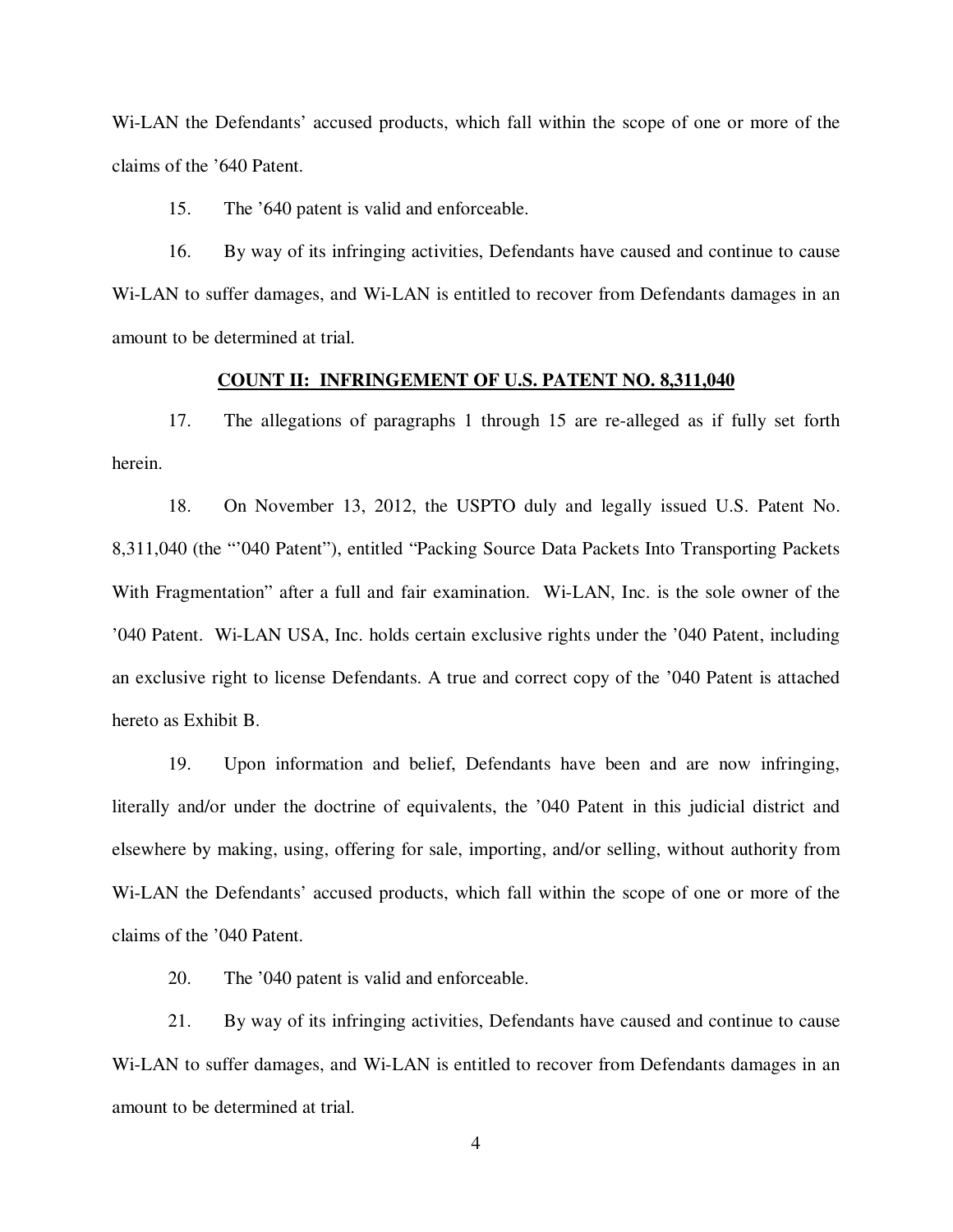Wi-LAN the Defendants' accused products, which fall within the scope of one or more of the claims of the '640 Patent.

15. The '640 patent is valid and enforceable.

16. By way of its infringing activities, Defendants have caused and continue to cause Wi-LAN to suffer damages, and Wi-LAN is entitled to recover from Defendants damages in an amount to be determined at trial.

**COUNT II: INFRINGEMENT OF U.S. PATENT NO. 8,311,040**

17. The allegations of paragraphs 1 through 15 are re-alleged as if fully set forth herein.

18. On November 13, 2012, the USPTO duly and legally issued U.S. Patent No. 8,311,040 (the "'040 Patent"), entitled "Packing Source Data Packets Into Transporting Packets With Fragmentation" after a full and fair examination. Wi-LAN, Inc. is the sole owner of the '040 Patent. Wi-LAN USA, Inc. holds certain exclusive rights under the '040 Patent, including an exclusive right to license Defendants. A true and correct copy of the '040 Patent is attached hereto as Exhibit B.

19. Upon information and belief, Defendants have been and are now infringing, literally and/or under the doctrine of equivalents, the '040 Patent in this judicial district and elsewhere by making, using, offering for sale, importing, and/or selling, without authority from Wi-LAN the Defendants' accused products, which fall within the scope of one or more of the claims of the '040 Patent.

20. The '040 patent is valid and enforceable.

21. By way of its infringing activities, Defendants have caused and continue to cause Wi-LAN to suffer damages, and Wi-LAN is entitled to recover from Defendants damages in an amount to be determined at trial.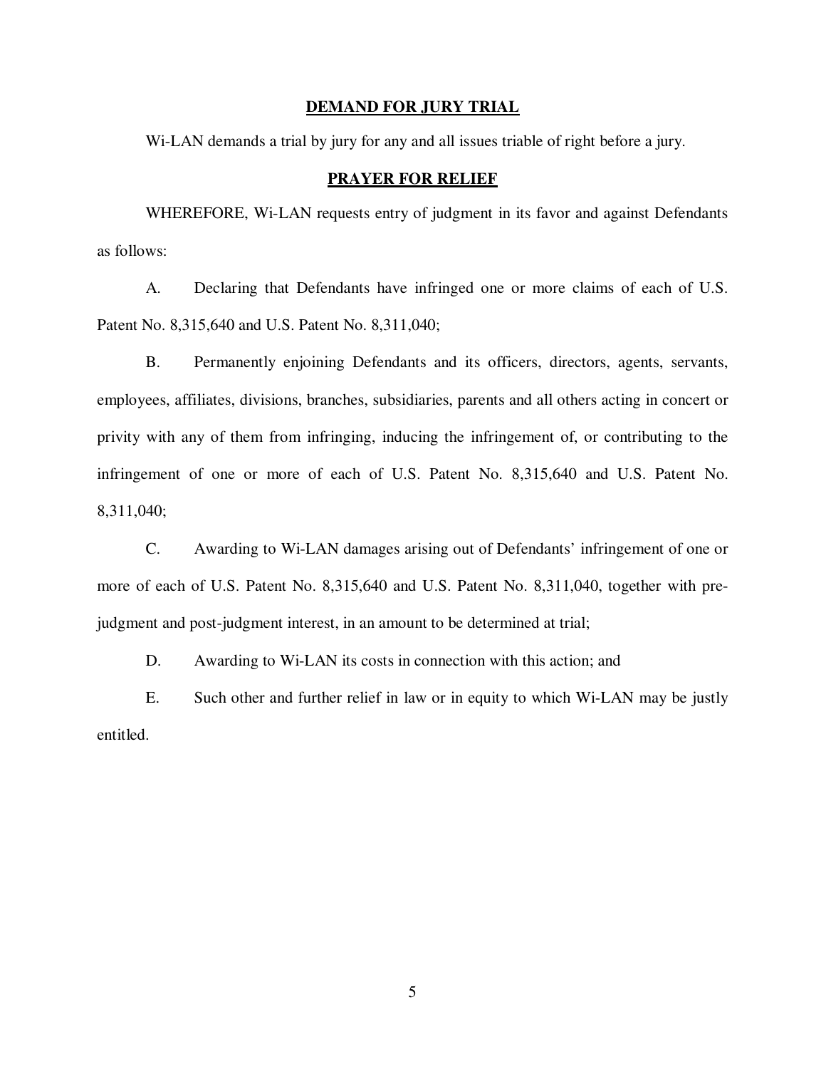## DEMAND FOR JURY TRIAL

Wi-LAN demands a trial by jury for any and all issues triable of right before a jury.

## PRAYER FOR RELIEF

WHEREFORE, Wi-LAN requests entry of judgment in its favor and against Defendants as follows:

A. Declaring that Defendants have infringed one or more claims of each of U.S. Patent No. 8,315,640 and U.S. Patent No. 8,311,040;

B. Permanently enjoining Defendants and its officers, directors, agents, servants, employees, affiliates, divisions, branches, subsidiaries, parents and all others acting in concert or privity with any of them from infringing, inducing the infringement of, or contributing to the infringement of one or more of each of U.S. Patent No. 8,315,640 and U.S. Patent No. 8,311,040;

C. Awarding to Wi-LAN damages arising out of Defendants' infringement of one or more of each of U.S. Patent No. 8,315,640 and U.S. Patent No. 8,311,040, together with pre-judgment and post-judgment interest, in an amount to be determined at trial;

D. Awarding to Wi-LAN its costs in connection with this action; and

E. Such other and further relief in law or in equity to which Wi-LAN may be justly entitled.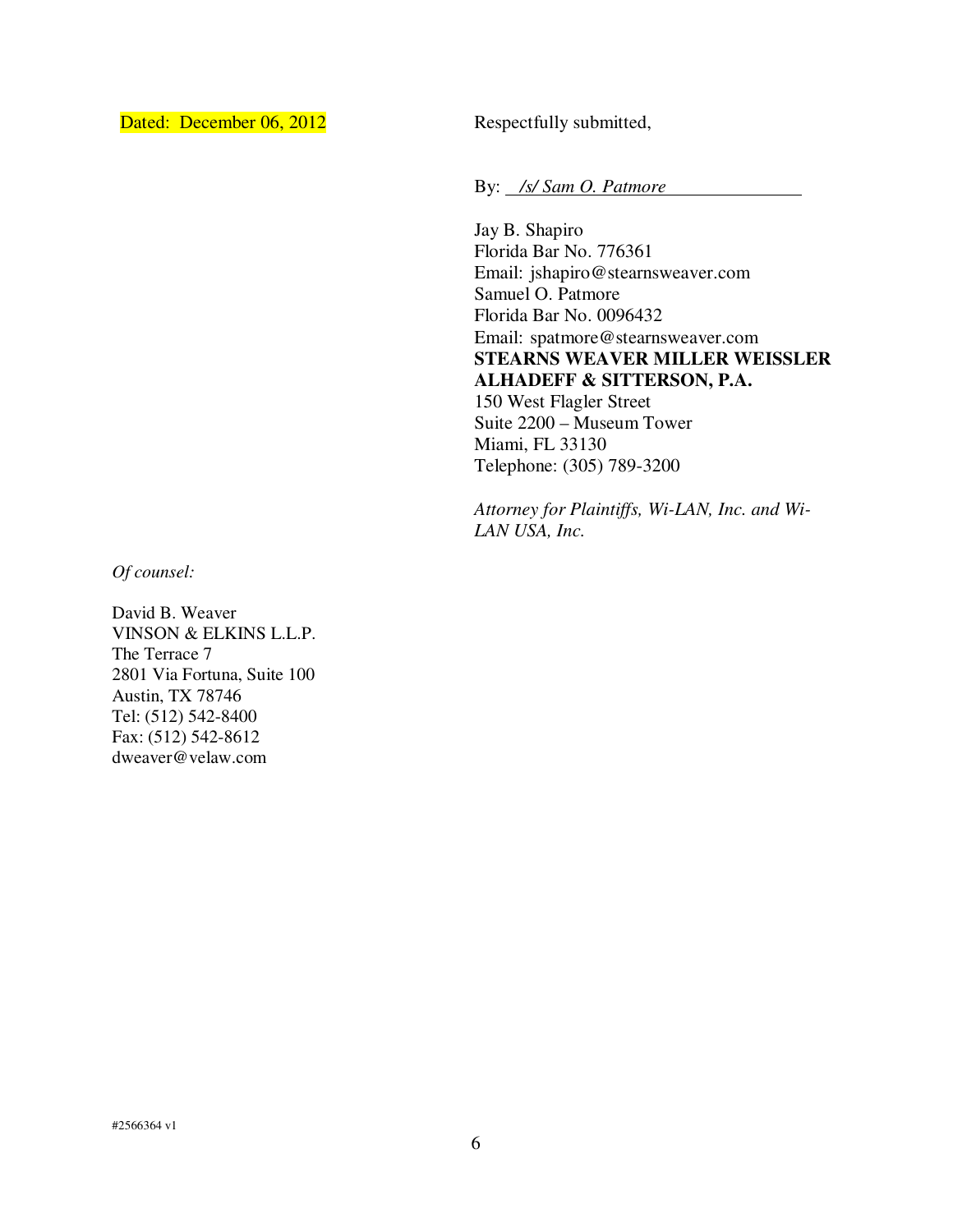Dated: December 06, 2012

Respectfully submitted,

By: */s/ Sam O. Patmore*

Jay B. Shapiro
Florida Bar No. 776361
Email: jshapiro@stearnsweaver.com
Samuel O. Patmore
Florida Bar No. 0096432
Email: spatmore@stearnsweaver.com
**STEARNS WEAVER MILLER WEISSLER ALHADEFF & SITTERSON, P.A.**
150 West Flagler Street
Suite 2200 – Museum Tower
Miami, FL 33130
Telephone: (305) 789-3200

*Attorney for Plaintiffs, Wi-LAN, Inc. and Wi-LAN USA, Inc.*

*Of counsel:*

David B. Weaver
VINSON & ELKINS L.L.P.
The Terrace 7
2801 Via Fortuna, Suite 100
Austin, TX 78746
Tel: (512) 542-8400
Fax: (512) 542-8612
dweaver@velaw.com

#2566364 v1